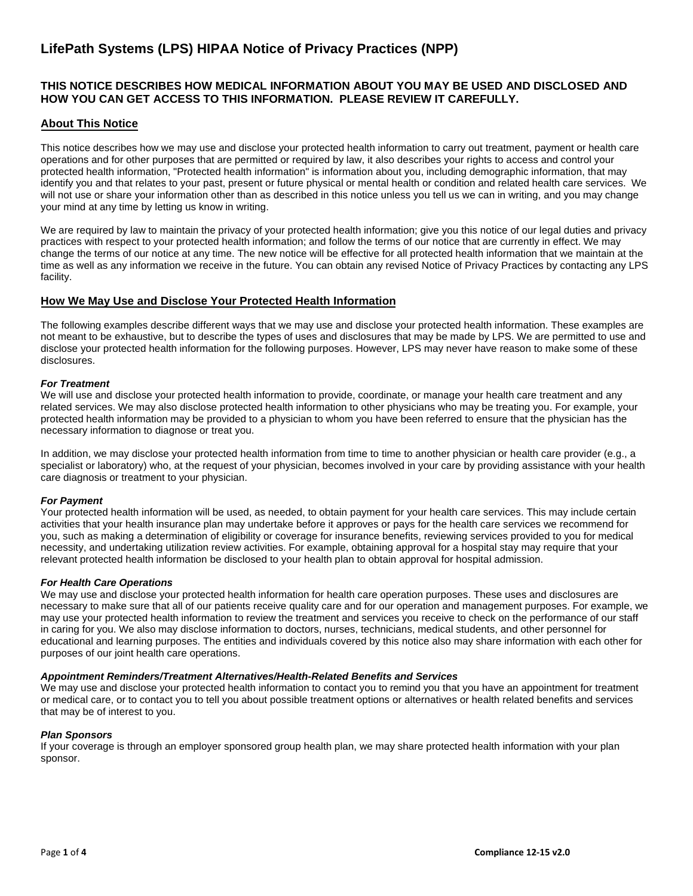# LifePath Systems (LPS) HIPAA Notice of Privacy Practices (NPP)

**THIS NOTICE DESCRIBES HOW MEDICAL INFORMATION ABOUT YOU MAY BE USED AND DISCLOSED AND HOW YOU CAN GET ACCESS TO THIS INFORMATION. PLEASE REVIEW IT CAREFULLY.**

## About This Notice

This notice describes how we may use and disclose your protected health information to carry out treatment, payment or health care operations and for other purposes that are permitted or required by law, it also describes your rights to access and control your protected health information, "Protected health information" is information about you, including demographic information, that may identify you and that relates to your past, present or future physical or mental health or condition and related health care services. We will not use or share your information other than as described in this notice unless you tell us we can in writing, and you may change your mind at any time by letting us know in writing.

We are required by law to maintain the privacy of your protected health information; give you this notice of our legal duties and privacy practices with respect to your protected health information; and follow the terms of our notice that are currently in effect. We may change the terms of our notice at any time. The new notice will be effective for all protected health information that we maintain at the time as well as any information we receive in the future. You can obtain any revised Notice of Privacy Practices by contacting any LPS facility.

## How We May Use and Disclose Your Protected Health Information

The following examples describe different ways that we may use and disclose your protected health information. These examples are not meant to be exhaustive, but to describe the types of uses and disclosures that may be made by LPS. We are permitted to use and disclose your protected health information for the following purposes. However, LPS may never have reason to make some of these disclosures.

### *For Treatment*

We will use and disclose your protected health information to provide, coordinate, or manage your health care treatment and any related services. We may also disclose protected health information to other physicians who may be treating you. For example, your protected health information may be provided to a physician to whom you have been referred to ensure that the physician has the necessary information to diagnose or treat you.

In addition, we may disclose your protected health information from time to time to another physician or health care provider (e.g., a specialist or laboratory) who, at the request of your physician, becomes involved in your care by providing assistance with your health care diagnosis or treatment to your physician.

### *For Payment*

Your protected health information will be used, as needed, to obtain payment for your health care services. This may include certain activities that your health insurance plan may undertake before it approves or pays for the health care services we recommend for you, such as making a determination of eligibility or coverage for insurance benefits, reviewing services provided to you for medical necessity, and undertaking utilization review activities. For example, obtaining approval for a hospital stay may require that your relevant protected health information be disclosed to your health plan to obtain approval for hospital admission.

### *For Health Care Operations*

We may use and disclose your protected health information for health care operation purposes. These uses and disclosures are necessary to make sure that all of our patients receive quality care and for our operation and management purposes. For example, we may use your protected health information to review the treatment and services you receive to check on the performance of our staff in caring for you. We also may disclose information to doctors, nurses, technicians, medical students, and other personnel for educational and learning purposes. The entities and individuals covered by this notice also may share information with each other for purposes of our joint health care operations.

### *Appointment Reminders/Treatment Alternatives/Health-Related Benefits and Services*

We may use and disclose your protected health information to contact you to remind you that you have an appointment for treatment or medical care, or to contact you to tell you about possible treatment options or alternatives or health related benefits and services that may be of interest to you.

### *Plan Sponsors*

If your coverage is through an employer sponsored group health plan, we may share protected health information with your plan sponsor.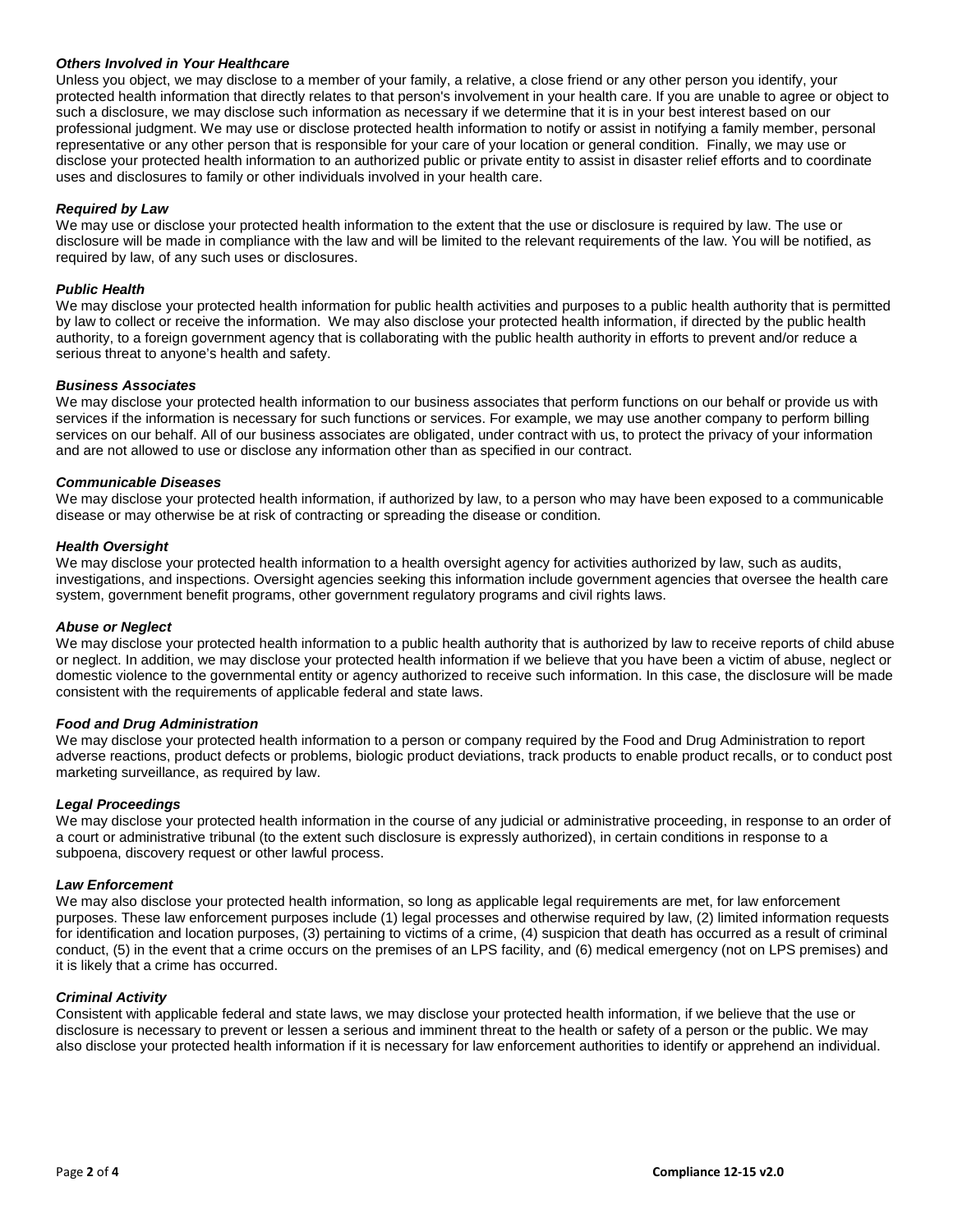***Others Involved in Your Healthcare***

Unless you object, we may disclose to a member of your family, a relative, a close friend or any other person you identify, your protected health information that directly relates to that person's involvement in your health care. If you are unable to agree or object to such a disclosure, we may disclose such information as necessary if we determine that it is in your best interest based on our professional judgment. We may use or disclose protected health information to notify or assist in notifying a family member, personal representative or any other person that is responsible for your care of your location or general condition. Finally, we may use or disclose your protected health information to an authorized public or private entity to assist in disaster relief efforts and to coordinate uses and disclosures to family or other individuals involved in your health care.

***Required by Law***

We may use or disclose your protected health information to the extent that the use or disclosure is required by law. The use or disclosure will be made in compliance with the law and will be limited to the relevant requirements of the law. You will be notified, as required by law, of any such uses or disclosures.

***Public Health***

We may disclose your protected health information for public health activities and purposes to a public health authority that is permitted by law to collect or receive the information. We may also disclose your protected health information, if directed by the public health authority, to a foreign government agency that is collaborating with the public health authority in efforts to prevent and/or reduce a serious threat to anyone's health and safety.

***Business Associates***

We may disclose your protected health information to our business associates that perform functions on our behalf or provide us with services if the information is necessary for such functions or services. For example, we may use another company to perform billing services on our behalf. All of our business associates are obligated, under contract with us, to protect the privacy of your information and are not allowed to use or disclose any information other than as specified in our contract.

***Communicable Diseases***

We may disclose your protected health information, if authorized by law, to a person who may have been exposed to a communicable disease or may otherwise be at risk of contracting or spreading the disease or condition.

***Health Oversight***

We may disclose your protected health information to a health oversight agency for activities authorized by law, such as audits, investigations, and inspections. Oversight agencies seeking this information include government agencies that oversee the health care system, government benefit programs, other government regulatory programs and civil rights laws.

***Abuse or Neglect***

We may disclose your protected health information to a public health authority that is authorized by law to receive reports of child abuse or neglect. In addition, we may disclose your protected health information if we believe that you have been a victim of abuse, neglect or domestic violence to the governmental entity or agency authorized to receive such information. In this case, the disclosure will be made consistent with the requirements of applicable federal and state laws.

***Food and Drug Administration***

We may disclose your protected health information to a person or company required by the Food and Drug Administration to report adverse reactions, product defects or problems, biologic product deviations, track products to enable product recalls, or to conduct post marketing surveillance, as required by law.

***Legal Proceedings***

We may disclose your protected health information in the course of any judicial or administrative proceeding, in response to an order of a court or administrative tribunal (to the extent such disclosure is expressly authorized), in certain conditions in response to a subpoena, discovery request or other lawful process.

***Law Enforcement***

We may also disclose your protected health information, so long as applicable legal requirements are met, for law enforcement purposes. These law enforcement purposes include (1) legal processes and otherwise required by law, (2) limited information requests for identification and location purposes, (3) pertaining to victims of a crime, (4) suspicion that death has occurred as a result of criminal conduct, (5) in the event that a crime occurs on the premises of an LPS facility, and (6) medical emergency (not on LPS premises) and it is likely that a crime has occurred.

***Criminal Activity***

Consistent with applicable federal and state laws, we may disclose your protected health information, if we believe that the use or disclosure is necessary to prevent or lessen a serious and imminent threat to the health or safety of a person or the public. We may also disclose your protected health information if it is necessary for law enforcement authorities to identify or apprehend an individual.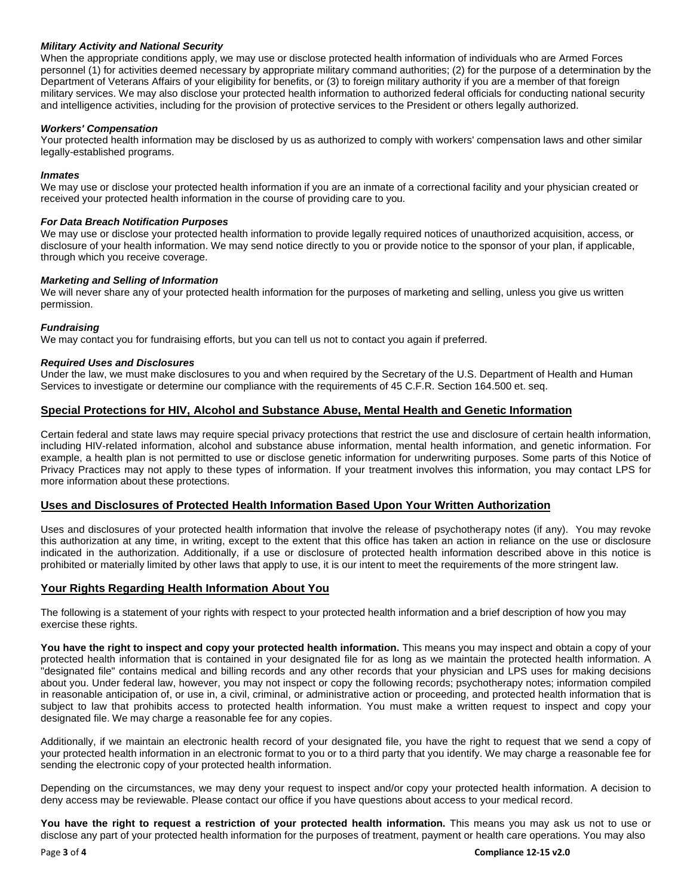***Military Activity and National Security***

When the appropriate conditions apply, we may use or disclose protected health information of individuals who are Armed Forces personnel (1) for activities deemed necessary by appropriate military command authorities; (2) for the purpose of a determination by the Department of Veterans Affairs of your eligibility for benefits, or (3) to foreign military authority if you are a member of that foreign military services. We may also disclose your protected health information to authorized federal officials for conducting national security and intelligence activities, including for the provision of protective services to the President or others legally authorized.

***Workers' Compensation***

Your protected health information may be disclosed by us as authorized to comply with workers' compensation laws and other similar legally-established programs.

***Inmates***

We may use or disclose your protected health information if you are an inmate of a correctional facility and your physician created or received your protected health information in the course of providing care to you.

***For Data Breach Notification Purposes***

We may use or disclose your protected health information to provide legally required notices of unauthorized acquisition, access, or disclosure of your health information. We may send notice directly to you or provide notice to the sponsor of your plan, if applicable, through which you receive coverage.

***Marketing and Selling of Information***

We will never share any of your protected health information for the purposes of marketing and selling, unless you give us written permission.

***Fundraising***

We may contact you for fundraising efforts, but you can tell us not to contact you again if preferred.

***Required Uses and Disclosures***

Under the law, we must make disclosures to you and when required by the Secretary of the U.S. Department of Health and Human Services to investigate or determine our compliance with the requirements of 45 C.F.R. Section 164.500 et. seq.

## Special Protections for HIV, Alcohol and Substance Abuse, Mental Health and Genetic Information

Certain federal and state laws may require special privacy protections that restrict the use and disclosure of certain health information, including HIV-related information, alcohol and substance abuse information, mental health information, and genetic information. For example, a health plan is not permitted to use or disclose genetic information for underwriting purposes. Some parts of this Notice of Privacy Practices may not apply to these types of information. If your treatment involves this information, you may contact LPS for more information about these protections.

## Uses and Disclosures of Protected Health Information Based Upon Your Written Authorization

Uses and disclosures of your protected health information that involve the release of psychotherapy notes (if any). You may revoke this authorization at any time, in writing, except to the extent that this office has taken an action in reliance on the use or disclosure indicated in the authorization. Additionally, if a use or disclosure of protected health information described above in this notice is prohibited or materially limited by other laws that apply to use, it is our intent to meet the requirements of the more stringent law.

## Your Rights Regarding Health Information About You

The following is a statement of your rights with respect to your protected health information and a brief description of how you may exercise these rights.

**You have the right to inspect and copy your protected health information.** This means you may inspect and obtain a copy of your protected health information that is contained in your designated file for as long as we maintain the protected health information. A "designated file" contains medical and billing records and any other records that your physician and LPS uses for making decisions about you. Under federal law, however, you may not inspect or copy the following records; psychotherapy notes; information compiled in reasonable anticipation of, or use in, a civil, criminal, or administrative action or proceeding, and protected health information that is subject to law that prohibits access to protected health information. You must make a written request to inspect and copy your designated file. We may charge a reasonable fee for any copies.

Additionally, if we maintain an electronic health record of your designated file, you have the right to request that we send a copy of your protected health information in an electronic format to you or to a third party that you identify. We may charge a reasonable fee for sending the electronic copy of your protected health information.

Depending on the circumstances, we may deny your request to inspect and/or copy your protected health information. A decision to deny access may be reviewable. Please contact our office if you have questions about access to your medical record.

**You have the right to request a restriction of your protected health information.** This means you may ask us not to use or disclose any part of your protected health information for the purposes of treatment, payment or health care operations. You may also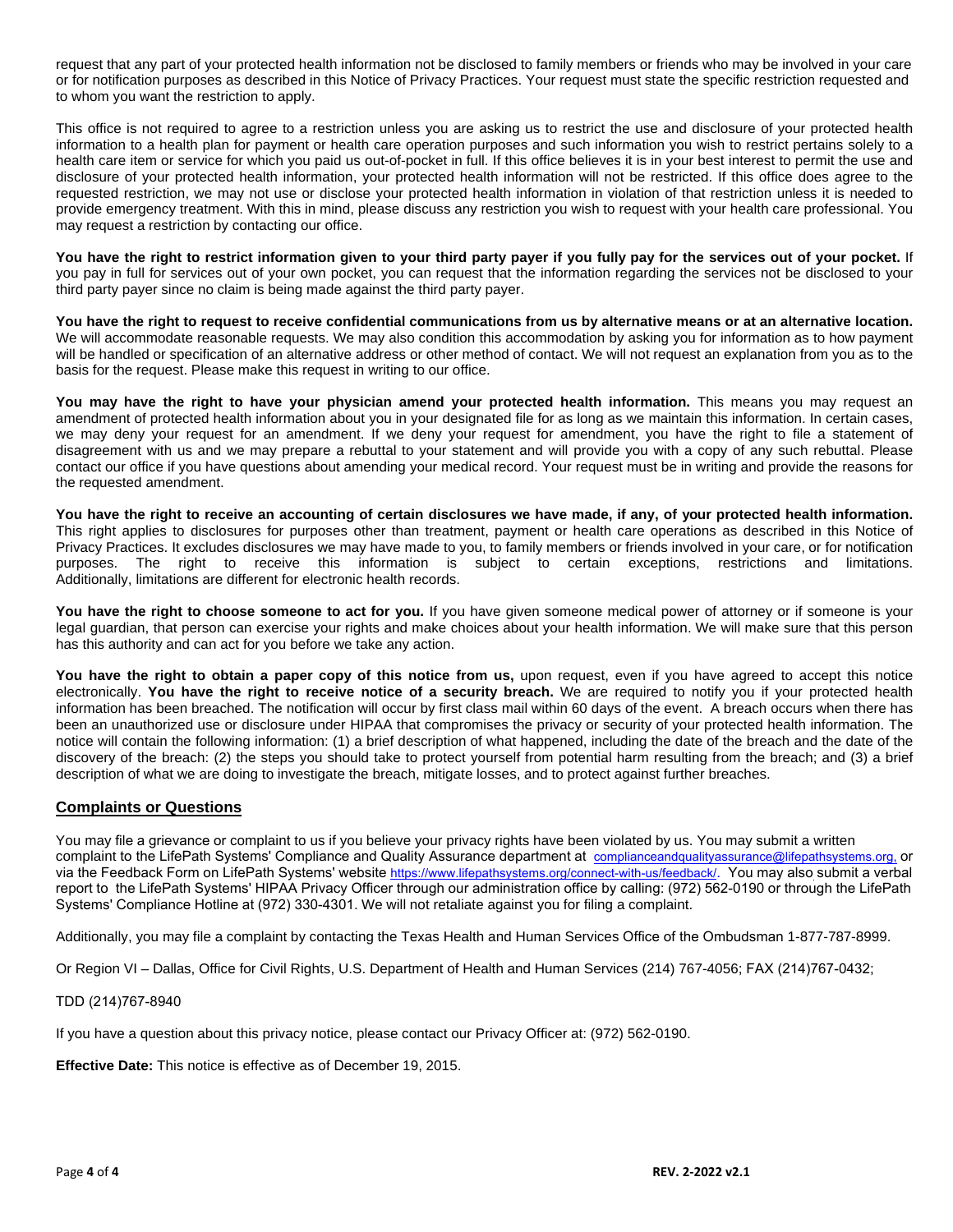request that any part of your protected health information not be disclosed to family members or friends who may be involved in your care or for notification purposes as described in this Notice of Privacy Practices. Your request must state the specific restriction requested and to whom you want the restriction to apply.

This office is not required to agree to a restriction unless you are asking us to restrict the use and disclosure of your protected health information to a health plan for payment or health care operation purposes and such information you wish to restrict pertains solely to a health care item or service for which you paid us out-of-pocket in full. If this office believes it is in your best interest to permit the use and disclosure of your protected health information, your protected health information will not be restricted. If this office does agree to the requested restriction, we may not use or disclose your protected health information in violation of that restriction unless it is needed to provide emergency treatment. With this in mind, please discuss any restriction you wish to request with your health care professional. You may request a restriction by contacting our office.

**You have the right to restrict information given to your third party payer if you fully pay for the services out of your pocket.** If you pay in full for services out of your own pocket, you can request that the information regarding the services not be disclosed to your third party payer since no claim is being made against the third party payer.

**You have the right to request to receive confidential communications from us by alternative means or at an alternative location.** We will accommodate reasonable requests. We may also condition this accommodation by asking you for information as to how payment will be handled or specification of an alternative address or other method of contact. We will not request an explanation from you as to the basis for the request. Please make this request in writing to our office.

**You may have the right to have your physician amend your protected health information.** This means you may request an amendment of protected health information about you in your designated file for as long as we maintain this information. In certain cases, we may deny your request for an amendment. If we deny your request for amendment, you have the right to file a statement of disagreement with us and we may prepare a rebuttal to your statement and will provide you with a copy of any such rebuttal. Please contact our office if you have questions about amending your medical record. Your request must be in writing and provide the reasons for the requested amendment.

**You have the right to receive an accounting of certain disclosures we have made, if any, of your protected health information.** This right applies to disclosures for purposes other than treatment, payment or health care operations as described in this Notice of Privacy Practices. It excludes disclosures we may have made to you, to family members or friends involved in your care, or for notification purposes. The right to receive this information is subject to certain exceptions, restrictions and limitations. Additionally, limitations are different for electronic health records.

**You have the right to choose someone to act for you.** If you have given someone medical power of attorney or if someone is your legal guardian, that person can exercise your rights and make choices about your health information. We will make sure that this person has this authority and can act for you before we take any action.

**You have the right to obtain a paper copy of this notice from us,** upon request, even if you have agreed to accept this notice electronically. **You have the right to receive notice of a security breach.** We are required to notify you if your protected health information has been breached. The notification will occur by first class mail within 60 days of the event. A breach occurs when there has been an unauthorized use or disclosure under HIPAA that compromises the privacy or security of your protected health information. The notice will contain the following information: (1) a brief description of what happened, including the date of the breach and the date of the discovery of the breach: (2) the steps you should take to protect yourself from potential harm resulting from the breach; and (3) a brief description of what we are doing to investigate the breach, mitigate losses, and to protect against further breaches.

## Complaints or Questions

You may file a grievance or complaint to us if you believe your privacy rights have been violated by us. You may submit a written complaint to the LifePath Systems' Compliance and Quality Assurance department at complianceandqualityassurance@lifepathsystems.org, or via the Feedback Form on LifePath Systems' website https://www.lifepathsystems.org/connect-with-us/feedback/. You may also submit a verbal report to the LifePath Systems' HIPAA Privacy Officer through our administration office by calling: (972) 562-0190 or through the LifePath Systems' Compliance Hotline at (972) 330-4301. We will not retaliate against you for filing a complaint.

Additionally, you may file a complaint by contacting the Texas Health and Human Services Office of the Ombudsman 1-877-787-8999.

Or Region VI – Dallas, Office for Civil Rights, U.S. Department of Health and Human Services (214) 767-4056; FAX (214)767-0432;

TDD (214)767-8940

If you have a question about this privacy notice, please contact our Privacy Officer at: (972) 562-0190.

**Effective Date:** This notice is effective as of December 19, 2015.

REV. 2-2022 v2.1